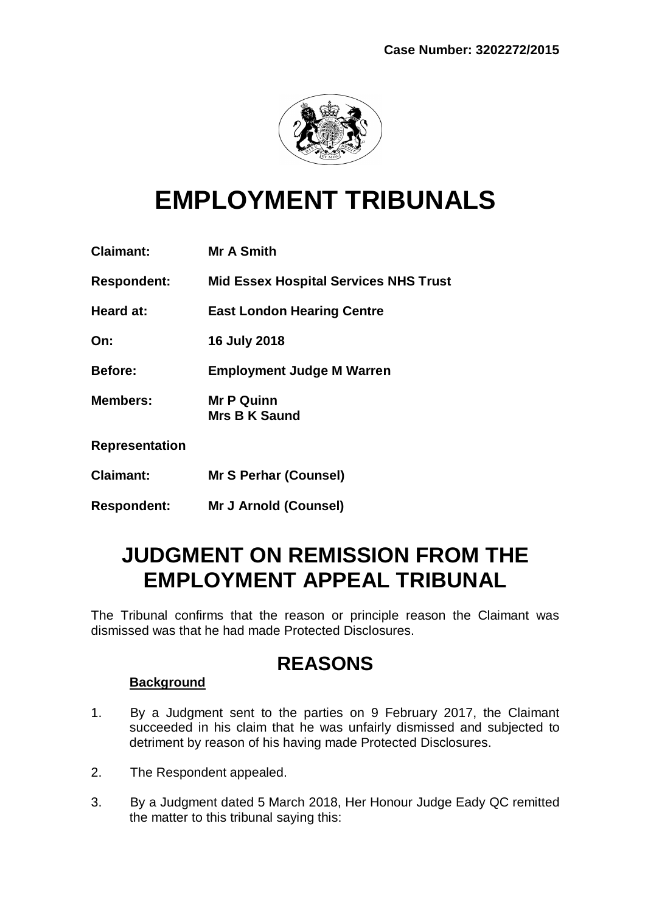**Case Number: 3202272/2015**

# EMPLOYMENT TRIBUNALS

**Claimant:** **Mr A Smith**

**Respondent:** **Mid Essex Hospital Services NHS Trust**

**Heard at:** **East London Hearing Centre**

**On:** **16 July 2018**

**Before:** **Employment Judge M Warren**

**Members:** **Mr P Quinn**
**Mrs B K Saund**

**Representation**

**Claimant:** **Mr S Perhar (Counsel)**

**Respondent:** **Mr J Arnold (Counsel)**

# JUDGMENT ON REMISSION FROM THE EMPLOYMENT APPEAL TRIBUNAL

The Tribunal confirms that the reason or principle reason the Claimant was dismissed was that he had made Protected Disclosures.

## REASONS

### Background

1. By a Judgment sent to the parties on 9 February 2017, the Claimant succeeded in his claim that he was unfairly dismissed and subjected to detriment by reason of his having made Protected Disclosures.

2. The Respondent appealed.

3. By a Judgment dated 5 March 2018, Her Honour Judge Eady QC remitted the matter to this tribunal saying this: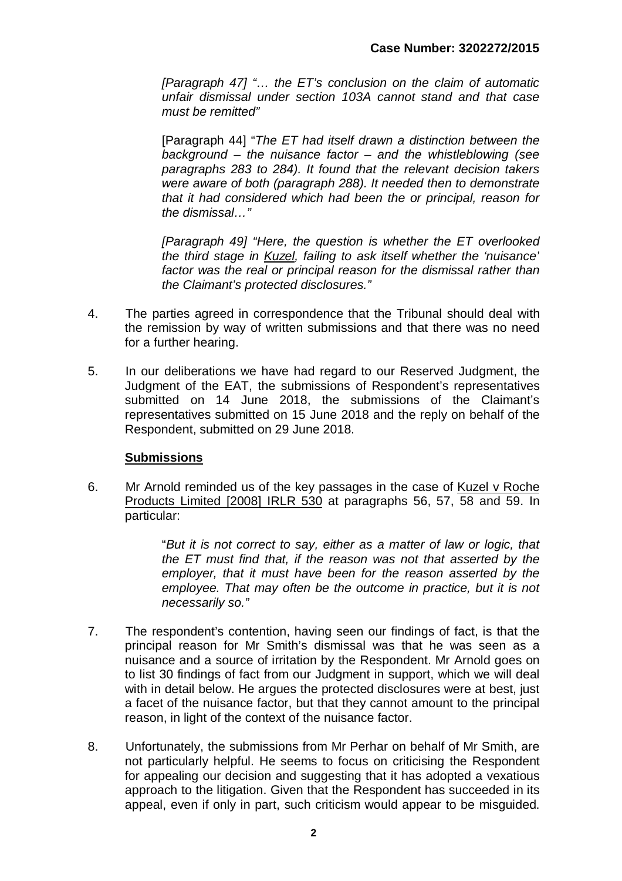*[Paragraph 47] "… the ET's conclusion on the claim of automatic unfair dismissal under section 103A cannot stand and that case must be remitted"*

[Paragraph 44] "*The ET had itself drawn a distinction between the background – the nuisance factor – and the whistleblowing (see paragraphs 283 to 284). It found that the relevant decision takers were aware of both (paragraph 288). It needed then to demonstrate that it had considered which had been the or principal, reason for the dismissal…"*

*[Paragraph 49] "Here, the question is whether the ET overlooked the third stage in Kuzel, failing to ask itself whether the 'nuisance' factor was the real or principal reason for the dismissal rather than the Claimant's protected disclosures."*

4. The parties agreed in correspondence that the Tribunal should deal with the remission by way of written submissions and that there was no need for a further hearing.

5. In our deliberations we have had regard to our Reserved Judgment, the Judgment of the EAT, the submissions of Respondent's representatives submitted on 14 June 2018, the submissions of the Claimant's representatives submitted on 15 June 2018 and the reply on behalf of the Respondent, submitted on 29 June 2018.

## Submissions

6. Mr Arnold reminded us of the key passages in the case of Kuzel v Roche Products Limited [2008] IRLR 530 at paragraphs 56, 57, 58 and 59. In particular:

   "*But it is not correct to say, either as a matter of law or logic, that the ET must find that, if the reason was not that asserted by the employer, that it must have been for the reason asserted by the employee. That may often be the outcome in practice, but it is not necessarily so."*

7. The respondent's contention, having seen our findings of fact, is that the principal reason for Mr Smith's dismissal was that he was seen as a nuisance and a source of irritation by the Respondent. Mr Arnold goes on to list 30 findings of fact from our Judgment in support, which we will deal with in detail below. He argues the protected disclosures were at best, just a facet of the nuisance factor, but that they cannot amount to the principal reason, in light of the context of the nuisance factor.

8. Unfortunately, the submissions from Mr Perhar on behalf of Mr Smith, are not particularly helpful. He seems to focus on criticising the Respondent for appealing our decision and suggesting that it has adopted a vexatious approach to the litigation. Given that the Respondent has succeeded in its appeal, even if only in part, such criticism would appear to be misguided.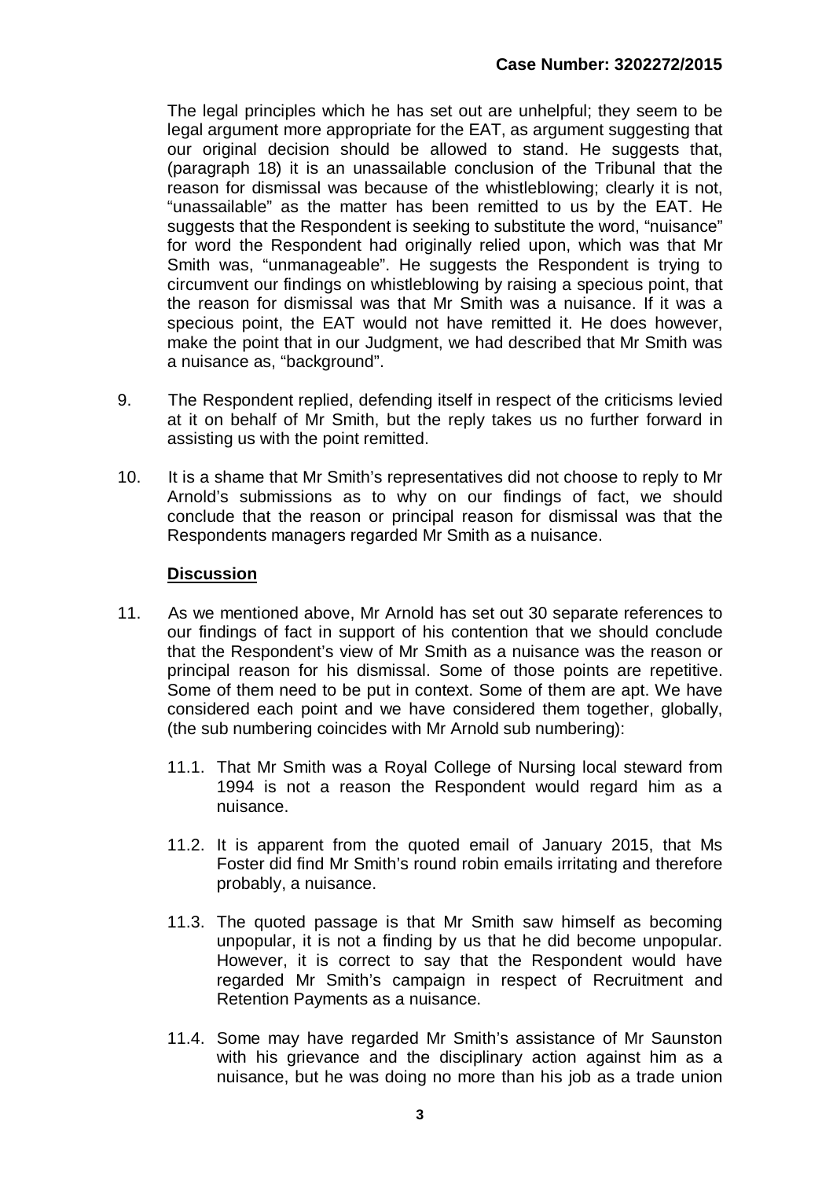The legal principles which he has set out are unhelpful; they seem to be legal argument more appropriate for the EAT, as argument suggesting that our original decision should be allowed to stand. He suggests that, (paragraph 18) it is an unassailable conclusion of the Tribunal that the reason for dismissal was because of the whistleblowing; clearly it is not, "unassailable" as the matter has been remitted to us by the EAT. He suggests that the Respondent is seeking to substitute the word, "nuisance" for word the Respondent had originally relied upon, which was that Mr Smith was, "unmanageable". He suggests the Respondent is trying to circumvent our findings on whistleblowing by raising a specious point, that the reason for dismissal was that Mr Smith was a nuisance. If it was a specious point, the EAT would not have remitted it. He does however, make the point that in our Judgment, we had described that Mr Smith was a nuisance as, "background".

9. The Respondent replied, defending itself in respect of the criticisms levied at it on behalf of Mr Smith, but the reply takes us no further forward in assisting us with the point remitted.

10. It is a shame that Mr Smith's representatives did not choose to reply to Mr Arnold's submissions as to why on our findings of fact, we should conclude that the reason or principal reason for dismissal was that the Respondents managers regarded Mr Smith as a nuisance.

**Discussion**

11. As we mentioned above, Mr Arnold has set out 30 separate references to our findings of fact in support of his contention that we should conclude that the Respondent's view of Mr Smith as a nuisance was the reason or principal reason for his dismissal. Some of those points are repetitive. Some of them need to be put in context. Some of them are apt. We have considered each point and we have considered them together, globally, (the sub numbering coincides with Mr Arnold sub numbering):

    11.1. That Mr Smith was a Royal College of Nursing local steward from 1994 is not a reason the Respondent would regard him as a nuisance.

    11.2. It is apparent from the quoted email of January 2015, that Ms Foster did find Mr Smith's round robin emails irritating and therefore probably, a nuisance.

    11.3. The quoted passage is that Mr Smith saw himself as becoming unpopular, it is not a finding by us that he did become unpopular. However, it is correct to say that the Respondent would have regarded Mr Smith's campaign in respect of Recruitment and Retention Payments as a nuisance.

    11.4. Some may have regarded Mr Smith's assistance of Mr Saunston with his grievance and the disciplinary action against him as a nuisance, but he was doing no more than his job as a trade union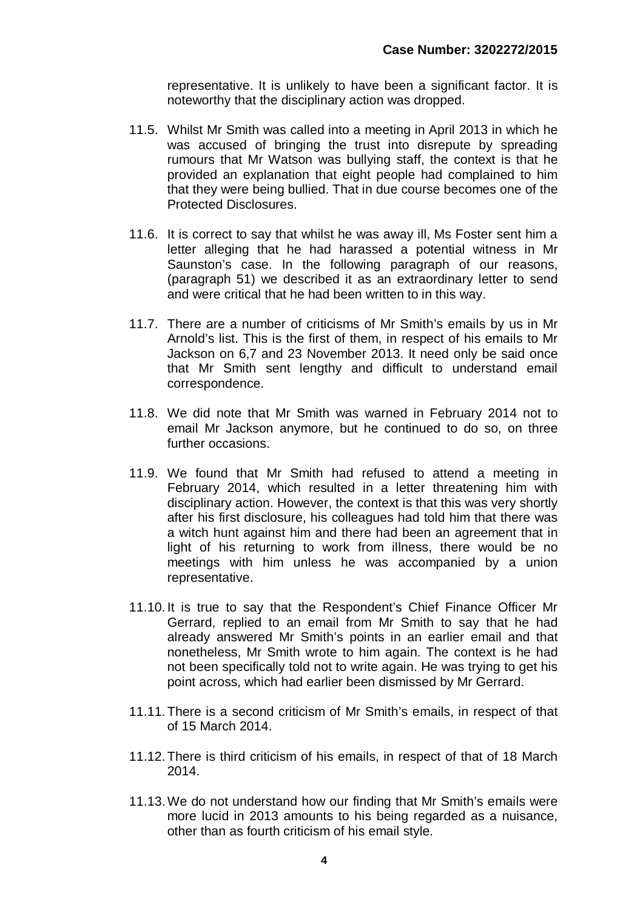representative. It is unlikely to have been a significant factor. It is noteworthy that the disciplinary action was dropped.

11.5. Whilst Mr Smith was called into a meeting in April 2013 in which he was accused of bringing the trust into disrepute by spreading rumours that Mr Watson was bullying staff, the context is that he provided an explanation that eight people had complained to him that they were being bullied. That in due course becomes one of the Protected Disclosures.

11.6. It is correct to say that whilst he was away ill, Ms Foster sent him a letter alleging that he had harassed a potential witness in Mr Saunston's case. In the following paragraph of our reasons, (paragraph 51) we described it as an extraordinary letter to send and were critical that he had been written to in this way.

11.7. There are a number of criticisms of Mr Smith's emails by us in Mr Arnold's list. This is the first of them, in respect of his emails to Mr Jackson on 6,7 and 23 November 2013. It need only be said once that Mr Smith sent lengthy and difficult to understand email correspondence.

11.8. We did note that Mr Smith was warned in February 2014 not to email Mr Jackson anymore, but he continued to do so, on three further occasions.

11.9. We found that Mr Smith had refused to attend a meeting in February 2014, which resulted in a letter threatening him with disciplinary action. However, the context is that this was very shortly after his first disclosure, his colleagues had told him that there was a witch hunt against him and there had been an agreement that in light of his returning to work from illness, there would be no meetings with him unless he was accompanied by a union representative.

11.10. It is true to say that the Respondent's Chief Finance Officer Mr Gerrard, replied to an email from Mr Smith to say that he had already answered Mr Smith's points in an earlier email and that nonetheless, Mr Smith wrote to him again. The context is he had not been specifically told not to write again. He was trying to get his point across, which had earlier been dismissed by Mr Gerrard.

11.11. There is a second criticism of Mr Smith's emails, in respect of that of 15 March 2014.

11.12. There is third criticism of his emails, in respect of that of 18 March 2014.

11.13. We do not understand how our finding that Mr Smith's emails were more lucid in 2013 amounts to his being regarded as a nuisance, other than as fourth criticism of his email style.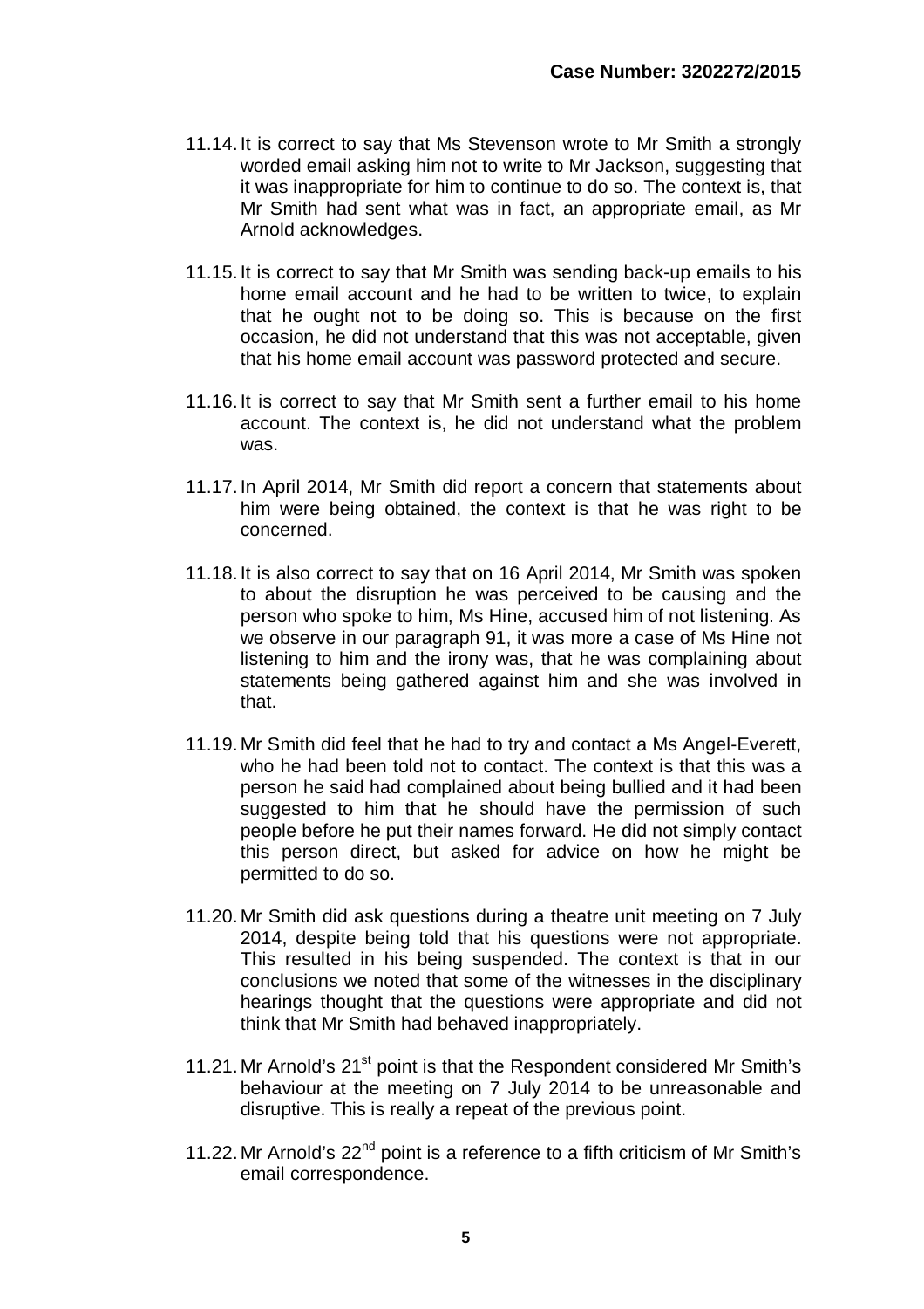11.14. It is correct to say that Ms Stevenson wrote to Mr Smith a strongly worded email asking him not to write to Mr Jackson, suggesting that it was inappropriate for him to continue to do so. The context is, that Mr Smith had sent what was in fact, an appropriate email, as Mr Arnold acknowledges.

11.15. It is correct to say that Mr Smith was sending back-up emails to his home email account and he had to be written to twice, to explain that he ought not to be doing so. This is because on the first occasion, he did not understand that this was not acceptable, given that his home email account was password protected and secure.

11.16. It is correct to say that Mr Smith sent a further email to his home account. The context is, he did not understand what the problem was.

11.17. In April 2014, Mr Smith did report a concern that statements about him were being obtained, the context is that he was right to be concerned.

11.18. It is also correct to say that on 16 April 2014, Mr Smith was spoken to about the disruption he was perceived to be causing and the person who spoke to him, Ms Hine, accused him of not listening. As we observe in our paragraph 91, it was more a case of Ms Hine not listening to him and the irony was, that he was complaining about statements being gathered against him and she was involved in that.

11.19. Mr Smith did feel that he had to try and contact a Ms Angel-Everett, who he had been told not to contact. The context is that this was a person he said had complained about being bullied and it had been suggested to him that he should have the permission of such people before he put their names forward. He did not simply contact this person direct, but asked for advice on how he might be permitted to do so.

11.20. Mr Smith did ask questions during a theatre unit meeting on 7 July 2014, despite being told that his questions were not appropriate. This resulted in his being suspended. The context is that in our conclusions we noted that some of the witnesses in the disciplinary hearings thought that the questions were appropriate and did not think that Mr Smith had behaved inappropriately.

11.21. Mr Arnold's 21st point is that the Respondent considered Mr Smith's behaviour at the meeting on 7 July 2014 to be unreasonable and disruptive. This is really a repeat of the previous point.

11.22. Mr Arnold's 22nd point is a reference to a fifth criticism of Mr Smith's email correspondence.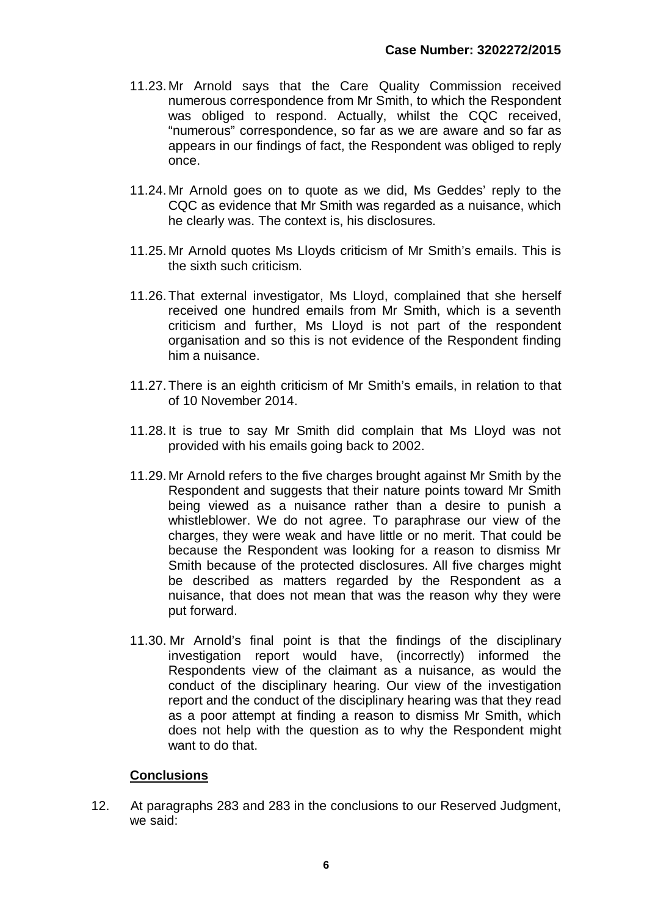11.23. Mr Arnold says that the Care Quality Commission received numerous correspondence from Mr Smith, to which the Respondent was obliged to respond. Actually, whilst the CQC received, "numerous" correspondence, so far as we are aware and so far as appears in our findings of fact, the Respondent was obliged to reply once.

11.24. Mr Arnold goes on to quote as we did, Ms Geddes' reply to the CQC as evidence that Mr Smith was regarded as a nuisance, which he clearly was. The context is, his disclosures.

11.25. Mr Arnold quotes Ms Lloyds criticism of Mr Smith's emails. This is the sixth such criticism.

11.26. That external investigator, Ms Lloyd, complained that she herself received one hundred emails from Mr Smith, which is a seventh criticism and further, Ms Lloyd is not part of the respondent organisation and so this is not evidence of the Respondent finding him a nuisance.

11.27. There is an eighth criticism of Mr Smith's emails, in relation to that of 10 November 2014.

11.28. It is true to say Mr Smith did complain that Ms Lloyd was not provided with his emails going back to 2002.

11.29. Mr Arnold refers to the five charges brought against Mr Smith by the Respondent and suggests that their nature points toward Mr Smith being viewed as a nuisance rather than a desire to punish a whistleblower. We do not agree. To paraphrase our view of the charges, they were weak and have little or no merit. That could be because the Respondent was looking for a reason to dismiss Mr Smith because of the protected disclosures. All five charges might be described as matters regarded by the Respondent as a nuisance, that does not mean that was the reason why they were put forward.

11.30. Mr Arnold's final point is that the findings of the disciplinary investigation report would have, (incorrectly) informed the Respondents view of the claimant as a nuisance, as would the conduct of the disciplinary hearing. Our view of the investigation report and the conduct of the disciplinary hearing was that they read as a poor attempt at finding a reason to dismiss Mr Smith, which does not help with the question as to why the Respondent might want to do that.

## Conclusions

12. At paragraphs 283 and 283 in the conclusions to our Reserved Judgment, we said: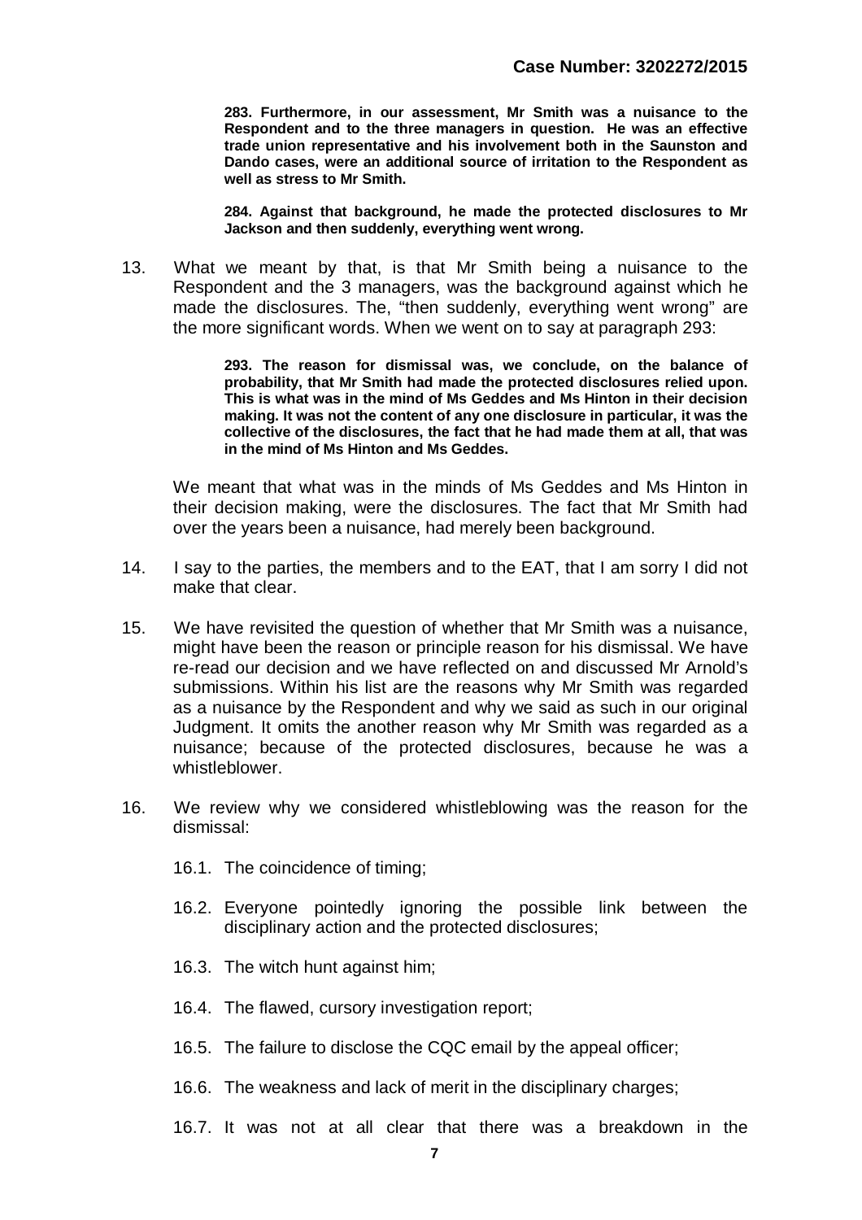**283. Furthermore, in our assessment, Mr Smith was a nuisance to the Respondent and to the three managers in question. He was an effective trade union representative and his involvement both in the Saunston and Dando cases, were an additional source of irritation to the Respondent as well as stress to Mr Smith.**

**284. Against that background, he made the protected disclosures to Mr Jackson and then suddenly, everything went wrong.**

13. What we meant by that, is that Mr Smith being a nuisance to the Respondent and the 3 managers, was the background against which he made the disclosures. The, "then suddenly, everything went wrong" are the more significant words. When we went on to say at paragraph 293:

    **293. The reason for dismissal was, we conclude, on the balance of probability, that Mr Smith had made the protected disclosures relied upon. This is what was in the mind of Ms Geddes and Ms Hinton in their decision making. It was not the content of any one disclosure in particular, it was the collective of the disclosures, the fact that he had made them at all, that was in the mind of Ms Hinton and Ms Geddes.**

    We meant that what was in the minds of Ms Geddes and Ms Hinton in their decision making, were the disclosures. The fact that Mr Smith had over the years been a nuisance, had merely been background.

14. I say to the parties, the members and to the EAT, that I am sorry I did not make that clear.

15. We have revisited the question of whether that Mr Smith was a nuisance, might have been the reason or principle reason for his dismissal. We have re-read our decision and we have reflected on and discussed Mr Arnold's submissions. Within his list are the reasons why Mr Smith was regarded as a nuisance by the Respondent and why we said as such in our original Judgment. It omits the another reason why Mr Smith was regarded as a nuisance; because of the protected disclosures, because he was a whistleblower.

16. We review why we considered whistleblowing was the reason for the dismissal:

    16.1. The coincidence of timing;

    16.2. Everyone pointedly ignoring the possible link between the disciplinary action and the protected disclosures;

    16.3. The witch hunt against him;

    16.4. The flawed, cursory investigation report;

    16.5. The failure to disclose the CQC email by the appeal officer;

    16.6. The weakness and lack of merit in the disciplinary charges;

    16.7. It was not at all clear that there was a breakdown in the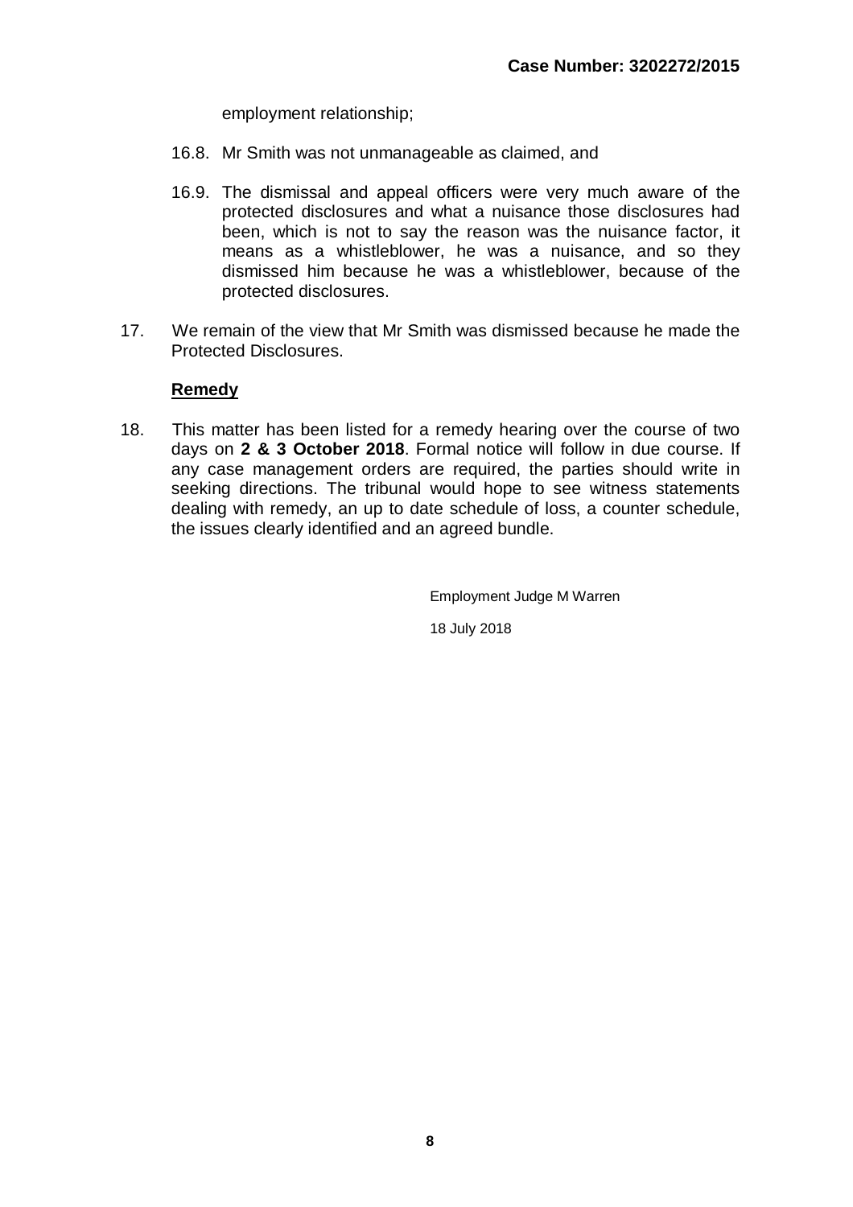employment relationship;

16.8. Mr Smith was not unmanageable as claimed, and

16.9. The dismissal and appeal officers were very much aware of the protected disclosures and what a nuisance those disclosures had been, which is not to say the reason was the nuisance factor, it means as a whistleblower, he was a nuisance, and so they dismissed him because he was a whistleblower, because of the protected disclosures.

17. We remain of the view that Mr Smith was dismissed because he made the Protected Disclosures.

**Remedy**

18. This matter has been listed for a remedy hearing over the course of two days on **2 & 3 October 2018**. Formal notice will follow in due course. If any case management orders are required, the parties should write in seeking directions. The tribunal would hope to see witness statements dealing with remedy, an up to date schedule of loss, a counter schedule, the issues clearly identified and an agreed bundle.

Employment Judge M Warren

18 July 2018